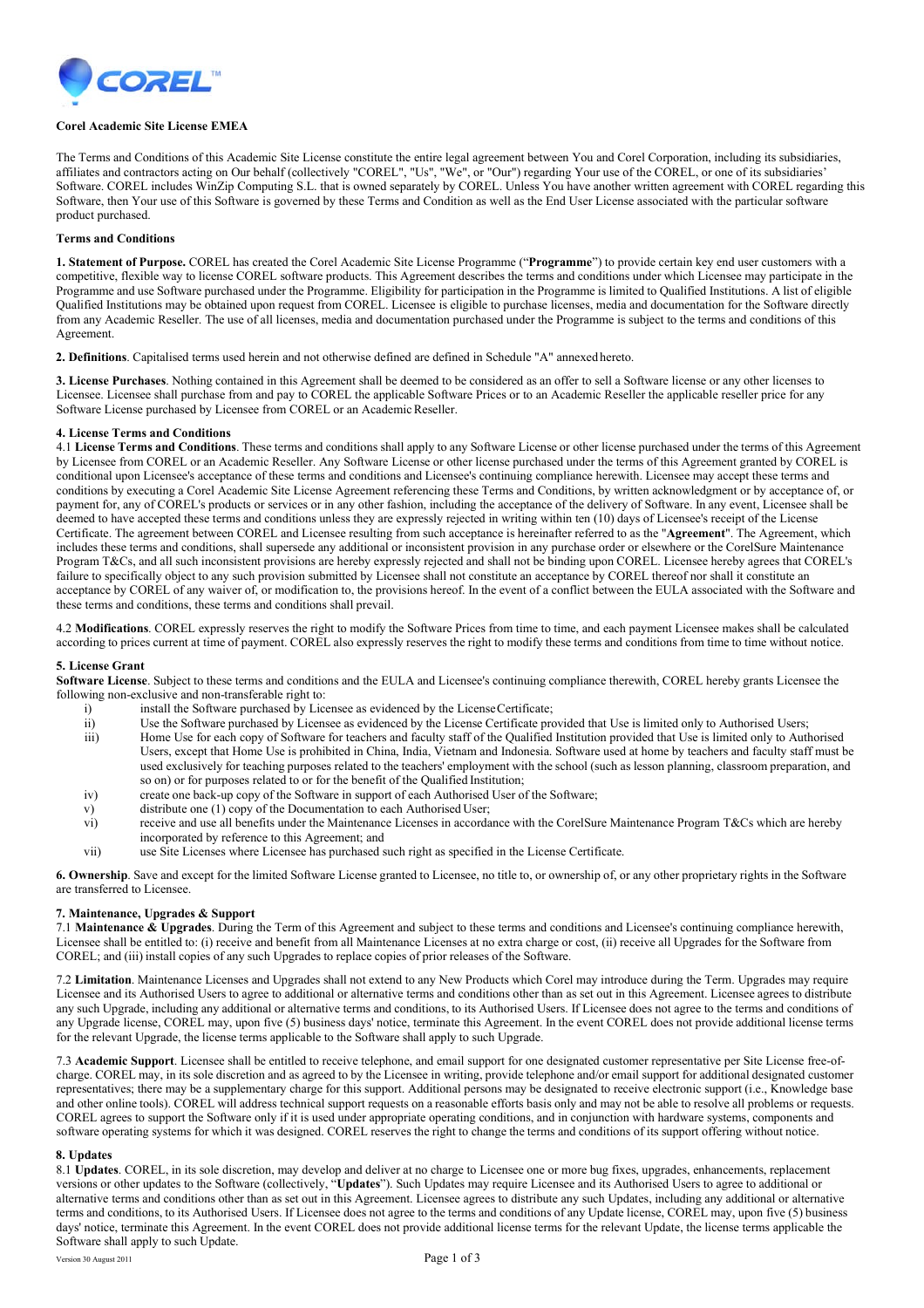**Corel Academic Site License EMEA**

The Terms and Conditions of this Academic Site License constitute the entire legal agreement between You and Corel Corporation, including its subsidiaries, affiliates and contractors acting on Our behalf (collectively "COREL", "Us", "We", or "Our") regarding Your use of the COREL, or one of its subsidiaries' Software. COREL includes WinZip Computing S.L. that is owned separately by COREL. Unless You have another written agreement with COREL regarding this Software, then Your use of this Software is governed by these Terms and Condition as well as the End User License associated with the particular software product purchased.

**Terms and Conditions**

**1. Statement of Purpose.** COREL has created the Corel Academic Site License Programme ("**Programme**") to provide certain key end user customers with a competitive, flexible way to license COREL software products. This Agreement describes the terms and conditions under which Licensee may participate in the Programme and use Software purchased under the Programme. Eligibility for participation in the Programme is limited to Qualified Institutions. A list of eligible Qualified Institutions may be obtained upon request from COREL. Licensee is eligible to purchase licenses, media and documentation for the Software directly from any Academic Reseller. The use of all licenses, media and documentation purchased under the Programme is subject to the terms and conditions of this Agreement.

**2. Definitions**. Capitalised terms used herein and not otherwise defined are defined in Schedule "A" annexed hereto.

**3. License Purchases**. Nothing contained in this Agreement shall be deemed to be considered as an offer to sell a Software license or any other licenses to Licensee. Licensee shall purchase from and pay to COREL the applicable Software Prices or to an Academic Reseller the applicable reseller price for any Software License purchased by Licensee from COREL or an Academic Reseller.

**4. License Terms and Conditions**

4.1 **License Terms and Conditions**. These terms and conditions shall apply to any Software License or other license purchased under the terms of this Agreement by Licensee from COREL or an Academic Reseller. Any Software License or other license purchased under the terms of this Agreement granted by COREL is conditional upon Licensee's acceptance of these terms and conditions and Licensee's continuing compliance herewith. Licensee may accept these terms and conditions by executing a Corel Academic Site License Agreement referencing these Terms and Conditions, by written acknowledgment or by acceptance of, or payment for, any of COREL's products or services or in any other fashion, including the acceptance of the delivery of Software. In any event, Licensee shall be deemed to have accepted these terms and conditions unless they are expressly rejected in writing within ten (10) days of Licensee's receipt of the License Certificate. The agreement between COREL and Licensee resulting from such acceptance is hereinafter referred to as the "**Agreement**". The Agreement, which includes these terms and conditions, shall supersede any additional or inconsistent provision in any purchase order or elsewhere or the CorelSure Maintenance Program T&Cs, and all such inconsistent provisions are hereby expressly rejected and shall not be binding upon COREL. Licensee hereby agrees that COREL's failure to specifically object to any such provision submitted by Licensee shall not constitute an acceptance by COREL thereof nor shall it constitute an acceptance by COREL of any waiver of, or modification to, the provisions hereof. In the event of a conflict between the EULA associated with the Software and these terms and conditions, these terms and conditions shall prevail.

4.2 **Modifications**. COREL expressly reserves the right to modify the Software Prices from time to time, and each payment Licensee makes shall be calculated according to prices current at time of payment. COREL also expressly reserves the right to modify these terms and conditions from time to time without notice.

**5. License Grant**

**Software License**. Subject to these terms and conditions and the EULA and Licensee's continuing compliance therewith, COREL hereby grants Licensee the following non-exclusive and non-transferable right to:

i) install the Software purchased by Licensee as evidenced by the License Certificate;

ii) Use the Software purchased by Licensee as evidenced by the License Certificate provided that Use is limited only to Authorised Users;

iii) Home Use for each copy of Software for teachers and faculty staff of the Qualified Institution provided that Use is limited only to Authorised Users, except that Home Use is prohibited in China, India, Vietnam and Indonesia. Software used at home by teachers and faculty staff must be used exclusively for teaching purposes related to the teachers' employment with the school (such as lesson planning, classroom preparation, and so on) or for purposes related to or for the benefit of the Qualified Institution;

iv) create one back-up copy of the Software in support of each Authorised User of the Software;

v) distribute one (1) copy of the Documentation to each Authorised User;

vi) receive and use all benefits under the Maintenance Licenses in accordance with the CorelSure Maintenance Program T&Cs which are hereby incorporated by reference to this Agreement; and

vii) use Site Licenses where Licensee has purchased such right as specified in the License Certificate.

**6. Ownership**. Save and except for the limited Software License granted to Licensee, no title to, or ownership of, or any other proprietary rights in the Software are transferred to Licensee.

**7. Maintenance, Upgrades & Support**

7.1 **Maintenance & Upgrades**. During the Term of this Agreement and subject to these terms and conditions and Licensee's continuing compliance herewith, Licensee shall be entitled to: (i) receive and benefit from all Maintenance Licenses at no extra charge or cost, (ii) receive all Upgrades for the Software from COREL; and (iii) install copies of any such Upgrades to replace copies of prior releases of the Software.

7.2 **Limitation**. Maintenance Licenses and Upgrades shall not extend to any New Products which Corel may introduce during the Term. Upgrades may require Licensee and its Authorised Users to agree to additional or alternative terms and conditions other than as set out in this Agreement. Licensee agrees to distribute any such Upgrade, including any additional or alternative terms and conditions, to its Authorised Users. If Licensee does not agree to the terms and conditions of any Upgrade license, COREL may, upon five (5) business days' notice, terminate this Agreement. In the event COREL does not provide additional license terms for the relevant Upgrade, the license terms applicable to the Software shall apply to such Upgrade.

7.3 **Academic Support**. Licensee shall be entitled to receive telephone, and email support for one designated customer representative per Site License free-of-charge. COREL may, in its sole discretion and as agreed to by the Licensee in writing, provide telephone and/or email support for additional designated customer representatives; there may be a supplementary charge for this support. Additional persons may be designated to receive electronic support (i.e., Knowledge base and other online tools). COREL will address technical support requests on a reasonable efforts basis only and may not be able to resolve all problems or requests. COREL agrees to support the Software only if it is used under appropriate operating conditions, and in conjunction with hardware systems, components and software operating systems for which it was designed. COREL reserves the right to change the terms and conditions of its support offering without notice.

**8. Updates**

8.1 **Updates**. COREL, in its sole discretion, may develop and deliver at no charge to Licensee one or more bug fixes, upgrades, enhancements, replacement versions or other updates to the Software (collectively, "**Updates**"). Such Updates may require Licensee and its Authorised Users to agree to additional or alternative terms and conditions other than as set out in this Agreement. Licensee agrees to distribute any such Updates, including any additional or alternative terms and conditions, to its Authorised Users. If Licensee does not agree to the terms and conditions of any Update license, COREL may, upon five (5) business days' notice, terminate this Agreement. In the event COREL does not provide additional license terms for the relevant Update, the license terms applicable to the Software shall apply to such Update.

Version 30 August 2011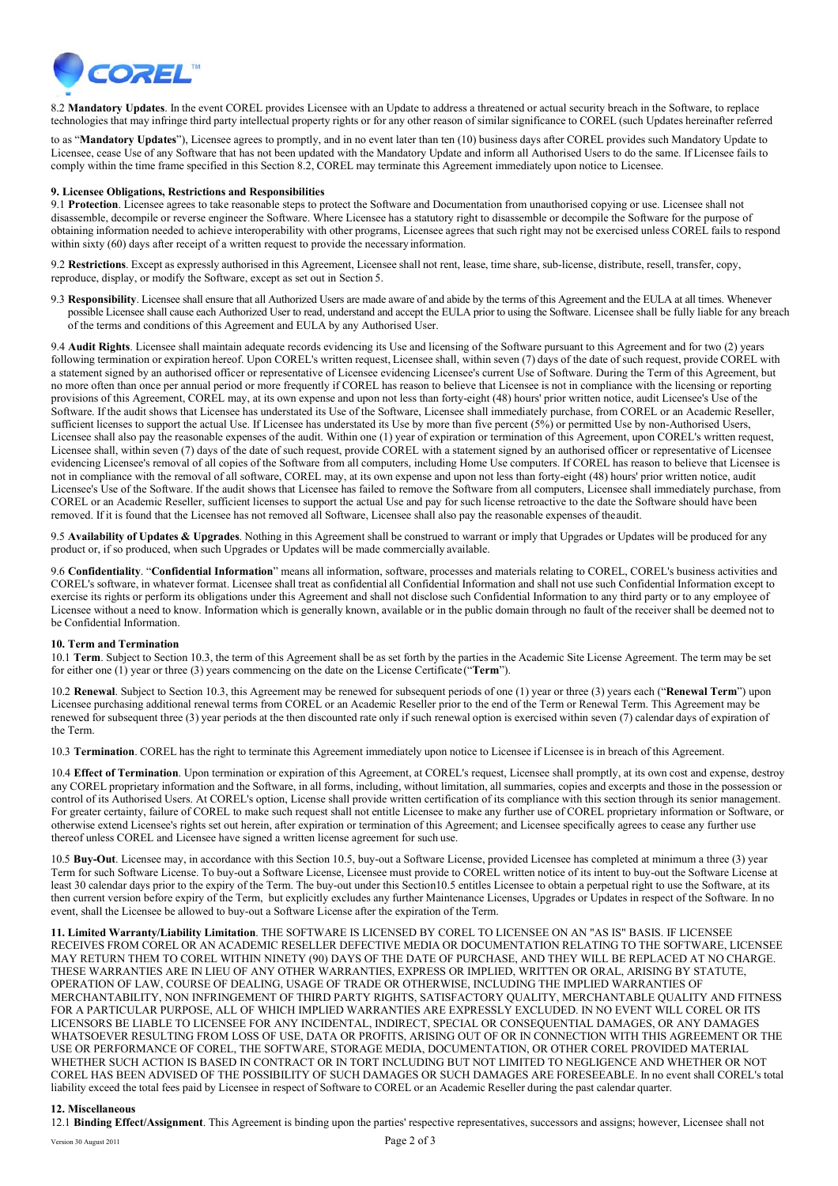8.2 **Mandatory Updates**. In the event COREL provides Licensee with an Update to address a threatened or actual security breach in the Software, to replace technologies that may infringe third party intellectual property rights or for any other reason of similar significance to COREL (such Updates hereinafter referred to as "**Mandatory Updates**"), Licensee agrees to promptly, and in no event later than ten (10) business days after COREL provides such Mandatory Update to Licensee, cease Use of any Software that has not been updated with the Mandatory Update and inform all Authorised Users to do the same. If Licensee fails to comply within the time frame specified in this Section 8.2, COREL may terminate this Agreement immediately upon notice to Licensee.

### 9. Licensee Obligations, Restrictions and Responsibilities

9.1 **Protection**. Licensee agrees to take reasonable steps to protect the Software and Documentation from unauthorised copying or use. Licensee shall not disassemble, decompile or reverse engineer the Software. Where Licensee has a statutory right to disassemble or decompile the Software for the purpose of obtaining information needed to achieve interoperability with other programs, Licensee agrees that such right may not be exercised unless COREL fails to respond within sixty (60) days after receipt of a written request to provide the necessary information.

9.2 **Restrictions**. Except as expressly authorised in this Agreement, Licensee shall not rent, lease, time share, sub-license, distribute, resell, transfer, copy, reproduce, display, or modify the Software, except as set out in Section 5.

9.3 **Responsibility**. Licensee shall ensure that all Authorized Users are made aware of and abide by the terms of this Agreement and the EULA at all times. Whenever possible Licensee shall cause each Authorized User to read, understand and accept the EULA prior to using the Software. Licensee shall be fully liable for any breach of the terms and conditions of this Agreement and EULA by any Authorised User.

9.4 **Audit Rights**. Licensee shall maintain adequate records evidencing its Use and licensing of the Software pursuant to this Agreement and for two (2) years following termination or expiration hereof. Upon COREL's written request, Licensee shall, within seven (7) days of the date of such request, provide COREL with a statement signed by an authorised officer or representative of Licensee evidencing Licensee's current Use of Software. During the Term of this Agreement, but no more often than once per annual period or more frequently if COREL has reason to believe that Licensee is not in compliance with the licensing or reporting provisions of this Agreement, COREL may, at its own expense and upon not less than forty-eight (48) hours' prior written notice, audit Licensee's Use of the Software. If the audit shows that Licensee has understated its Use of the Software, Licensee shall immediately purchase, from COREL or an Academic Reseller, sufficient licenses to support the actual Use. If Licensee has understated its Use by more than five percent (5%) or permitted Use by non-Authorised Users, Licensee shall also pay the reasonable expenses of the audit. Within one (1) year of expiration or termination of this Agreement, upon COREL's written request, Licensee shall, within seven (7) days of the date of such request, provide COREL with a statement signed by an authorised officer or representative of Licensee evidencing Licensee's removal of all copies of the Software from all computers, including Home Use computers. If COREL has reason to believe that Licensee is not in compliance with the removal of all software, COREL may, at its own expense and upon not less than forty-eight (48) hours' prior written notice, audit Licensee's Use of the Software. If the audit shows that Licensee has failed to remove the Software from all computers, Licensee shall immediately purchase, from COREL or an Academic Reseller, sufficient licenses to support the actual Use and pay for such license retroactive to the date the Software should have been removed. If it is found that the Licensee has not removed all Software, Licensee shall also pay the reasonable expenses of the audit.

9.5 **Availability of Updates & Upgrades**. Nothing in this Agreement shall be construed to warrant or imply that Upgrades or Updates will be produced for any product or, if so produced, when such Upgrades or Updates will be made commercially available.

9.6 **Confidentiality**. "**Confidential Information**" means all information, software, processes and materials relating to COREL, COREL's business activities and COREL's software, in whatever format. Licensee shall treat as confidential all Confidential Information and shall not use such Confidential Information except to exercise its rights or perform its obligations under this Agreement and shall not disclose such Confidential Information to any third party or to any employee of Licensee without a need to know. Information which is generally known, available or in the public domain through no fault of the receiver shall be deemed not to be Confidential Information.

### 10. Term and Termination

10.1 **Term**. Subject to Section 10.3, the term of this Agreement shall be as set forth by the parties in the Academic Site License Agreement. The term may be set for either one (1) year or three (3) years commencing on the date on the License Certificate ("**Term**").

10.2 **Renewal**. Subject to Section 10.3, this Agreement may be renewed for subsequent periods of one (1) year or three (3) years each ("**Renewal Term**") upon Licensee purchasing additional renewal terms from COREL or an Academic Reseller prior to the end of the Term or Renewal Term. This Agreement may be renewed for subsequent three (3) year periods at the then discounted rate only if such renewal option is exercised within seven (7) calendar days of expiration of the Term.

10.3 **Termination**. COREL has the right to terminate this Agreement immediately upon notice to Licensee if Licensee is in breach of this Agreement.

10.4 **Effect of Termination**. Upon termination or expiration of this Agreement, at COREL's request, Licensee shall promptly, at its own cost and expense, destroy any COREL proprietary information and the Software, in all forms, including, without limitation, all summaries, copies and excerpts and those in the possession or control of its Authorised Users. At COREL's option, License shall provide written certification of its compliance with this section through its senior management. For greater certainty, failure of COREL to make such request shall not entitle Licensee to make any further use of COREL proprietary information or Software, or otherwise extend Licensee's rights set out herein, after expiration or termination of this Agreement; and Licensee specifically agrees to cease any further use thereof unless COREL and Licensee have signed a written license agreement for such use.

10.5 **Buy-Out**. Licensee may, in accordance with this Section 10.5, buy-out a Software License, provided Licensee has completed at minimum a three (3) year Term for such Software License. To buy-out a Software License, Licensee must provide to COREL written notice of its intent to buy-out the Software License at least 30 calendar days prior to the expiry of the Term. The buy-out under this Section10.5 entitles Licensee to obtain a perpetual right to use the Software, at its then current version before expiry of the Term, but explicitly excludes any further Maintenance Licenses, Upgrades or Updates in respect of the Software. In no event, shall the Licensee be allowed to buy-out a Software License after the expiration of the Term.

**11. Limited Warranty/Liability Limitation**. THE SOFTWARE IS LICENSED BY COREL TO LICENSEE ON AN "AS IS" BASIS. IF LICENSEE RECEIVES FROM COREL OR AN ACADEMIC RESELLER DEFECTIVE MEDIA OR DOCUMENTATION RELATING TO THE SOFTWARE, LICENSEE MAY RETURN THEM TO COREL WITHIN NINETY (90) DAYS OF THE DATE OF PURCHASE, AND THEY WILL BE REPLACED AT NO CHARGE. THESE WARRANTIES ARE IN LIEU OF ANY OTHER WARRANTIES, EXPRESS OR IMPLIED, WRITTEN OR ORAL, ARISING BY STATUTE, OPERATION OF LAW, COURSE OF DEALING, USAGE OF TRADE OR OTHERWISE, INCLUDING THE IMPLIED WARRANTIES OF MERCHANTABILITY, NON INFRINGEMENT OF THIRD PARTY RIGHTS, SATISFACTORY QUALITY, MERCHANTABLE QUALITY AND FITNESS FOR A PARTICULAR PURPOSE, ALL OF WHICH IMPLIED WARRANTIES ARE EXPRESSLY EXCLUDED. IN NO EVENT WILL COREL OR ITS LICENSORS BE LIABLE TO LICENSEE FOR ANY INCIDENTAL, INDIRECT, SPECIAL OR CONSEQUENTIAL DAMAGES, OR ANY DAMAGES WHATSOEVER RESULTING FROM LOSS OF USE, DATA OR PROFITS, ARISING OUT OF OR IN CONNECTION WITH THIS AGREEMENT OR THE USE OR PERFORMANCE OF COREL, THE SOFTWARE, STORAGE MEDIA, DOCUMENTATION, OR OTHER COREL PROVIDED MATERIAL WHETHER SUCH ACTION IS BASED IN CONTRACT OR IN TORT INCLUDING BUT NOT LIMITED TO NEGLIGENCE AND WHETHER OR NOT COREL HAS BEEN ADVISED OF THE POSSIBILITY OF SUCH DAMAGES OR SUCH DAMAGES ARE FORESEEABLE. In no event shall COREL's total liability exceed the total fees paid by Licensee in respect of Software to COREL or an Academic Reseller during the past calendar quarter.

### 12. Miscellaneous

12.1 **Binding Effect/Assignment**. This Agreement is binding upon the parties' respective representatives, successors and assigns; however, Licensee shall not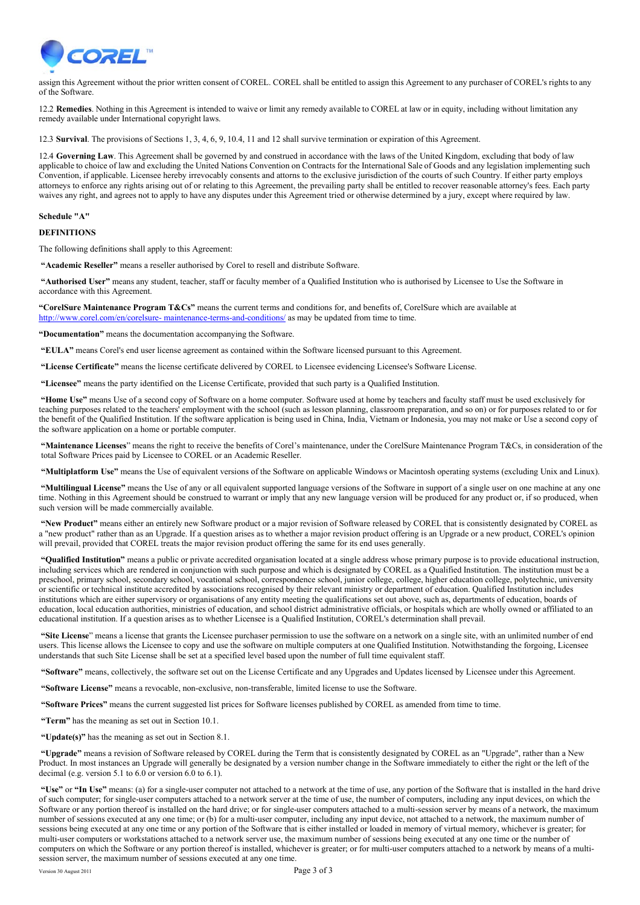assign this Agreement without the prior written consent of COREL. COREL shall be entitled to assign this Agreement to any purchaser of COREL's rights to any of the Software.

12.2 **Remedies**. Nothing in this Agreement is intended to waive or limit any remedy available to COREL at law or in equity, including without limitation any remedy available under International copyright laws.

12.3 **Survival**. The provisions of Sections 1, 3, 4, 6, 9, 10.4, 11 and 12 shall survive termination or expiration of this Agreement.

12.4 **Governing Law**. This Agreement shall be governed by and construed in accordance with the laws of the United Kingdom, excluding that body of law applicable to choice of law and excluding the United Nations Convention on Contracts for the International Sale of Goods and any legislation implementing such Convention, if applicable. Licensee hereby irrevocably consents and attorns to the exclusive jurisdiction of the courts of such Country. If either party employs attorneys to enforce any rights arising out of or relating to this Agreement, the prevailing party shall be entitled to recover reasonable attorney's fees. Each party waives any right, and agrees not to apply to have any disputes under this Agreement tried or otherwise determined by a jury, except where required by law.

**Schedule "A"**

**DEFINITIONS**

The following definitions shall apply to this Agreement:

**"Academic Reseller"** means a reseller authorised by Corel to resell and distribute Software.

**"Authorised User"** means any student, teacher, staff or faculty member of a Qualified Institution who is authorised by Licensee to Use the Software in accordance with this Agreement.

**"CorelSure Maintenance Program T&Cs"** means the current terms and conditions for, and benefits of, CorelSure which are available at http://www.corel.com/en/corelsure- maintenance-terms-and-conditions/ as may be updated from time to time.

**"Documentation"** means the documentation accompanying the Software.

**"EULA"** means Corel's end user license agreement as contained within the Software licensed pursuant to this Agreement.

**"License Certificate"** means the license certificate delivered by COREL to Licensee evidencing Licensee's Software License.

**"Licensee"** means the party identified on the License Certificate, provided that such party is a Qualified Institution.

**"Home Use"** means Use of a second copy of Software on a home computer. Software used at home by teachers and faculty staff must be used exclusively for teaching purposes related to the teachers' employment with the school (such as lesson planning, classroom preparation, and so on) or for purposes related to or for the benefit of the Qualified Institution. If the software application is being used in China, India, Vietnam or Indonesia, you may not make or Use a second copy of the software application on a home or portable computer.

**"Maintenance Licenses"** means the right to receive the benefits of Corel's maintenance, under the CorelSure Maintenance Program T&Cs, in consideration of the total Software Prices paid by Licensee to COREL or an Academic Reseller.

**"Multiplatform Use"** means the Use of equivalent versions of the Software on applicable Windows or Macintosh operating systems (excluding Unix and Linux).

**"Multilingual License"** means the Use of any or all equivalent supported language versions of the Software in support of a single user on one machine at any one time. Nothing in this Agreement should be construed to warrant or imply that any new language version will be produced for any product or, if so produced, when such version will be made commercially available.

**"New Product"** means either an entirely new Software product or a major revision of Software released by COREL that is consistently designated by COREL as a "new product" rather than as an Upgrade. If a question arises as to whether a major revision product offering is an Upgrade or a new product, COREL's opinion will prevail, provided that COREL treats the major revision product offering the same for its end uses generally.

**"Qualified Institution"** means a public or private accredited organisation located at a single address whose primary purpose is to provide educational instruction, including services which are rendered in conjunction with such purpose and which is designated by COREL as a Qualified Institution. The institution must be a preschool, primary school, secondary school, vocational school, correspondence school, junior college, college, higher education college, polytechnic, university or scientific or technical institute accredited by associations recognised by their relevant ministry or department of education. Qualified Institution includes institutions which are either supervisory or organisations of any entity meeting the qualifications set out above, such as, departments of education, boards of education, local education authorities, ministries of education, and school district administrative officials, or hospitals which are wholly owned or affiliated to an educational institution. If a question arises as to whether Licensee is a Qualified Institution, COREL's determination shall prevail.

**"Site License"** means a license that grants the Licensee purchaser permission to use the software on a network on a single site, with an unlimited number of end users. This license allows the Licensee to copy and use the software on multiple computers at one Qualified Institution. Notwithstanding the forgoing, Licensee understands that such Site License shall be set at a specified level based upon the number of full time equivalent staff.

**"Software"** means, collectively, the software set out on the License Certificate and any Upgrades and Updates licensed by Licensee under this Agreement.

**"Software License"** means a revocable, non-exclusive, non-transferable, limited license to use the Software.

**"Software Prices"** means the current suggested list prices for Software licenses published by COREL as amended from time to time.

**"Term"** has the meaning as set out in Section 10.1.

**"Update(s)"** has the meaning as set out in Section 8.1.

**"Upgrade"** means a revision of Software released by COREL during the Term that is consistently designated by COREL as an "Upgrade", rather than a New Product. In most instances an Upgrade will generally be designated by a version number change in the Software immediately to either the right or the left of the decimal (e.g. version 5.1 to 6.0 or version 6.0 to 6.1).

**"Use"** or **"In Use"** means: (a) for a single-user computer not attached to a network at the time of use, any portion of the Software that is installed in the hard drive of such computer; for single-user computers attached to a network server at the time of use, the number of computers, including any input devices, on which the Software or any portion thereof is installed on the hard drive; or for single-user computers attached to a multi-session server by means of a network, the maximum number of sessions executed at any one time; or (b) for a multi-user computer, including any input device, not attached to a network, the maximum number of sessions being executed at any one time or any portion of the Software that is either installed or loaded in memory of virtual memory, whichever is greater; for multi-user computers or workstations attached to a network server use, the maximum number of sessions being executed at any one time or the number of computers on which the Software or any portion thereof is installed, whichever is greater; or for multi-user computers attached to a network by means of a multi-session server, the maximum number of sessions executed at any one time.

Version 30 August 2011